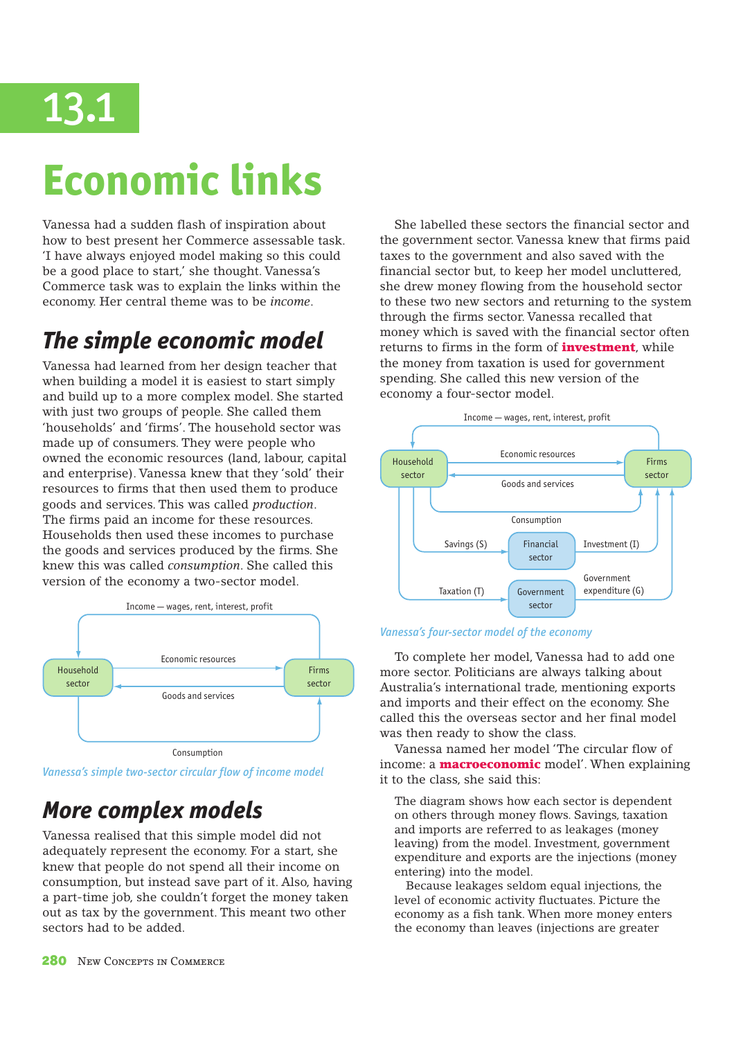# 13.1

# Economic links

Vanessa had a sudden flash of inspiration about how to best present her Commerce assessable task. 'I have always enjoyed model making so this could be a good place to start,' she thought. Vanessa's Commerce task was to explain the links within the economy. Her central theme was to be *income*.

## The simple economic model

Vanessa had learned from her design teacher that when building a model it is easiest to start simply and build up to a more complex model. She started with just two groups of people. She called them 'households' and 'firms'. The household sector was made up of consumers. They were people who owned the economic resources (land, labour, capital and enterprise). Vanessa knew that they 'sold' their resources to firms that then used them to produce goods and services. This was called *production*. The firms paid an income for these resources. Households then used these incomes to purchase the goods and services produced by the firms. She knew this was called *consumption*. She called this version of the economy a two-sector model.

Income — wages, rent, interest, profit

Household sector — Economic resources → Firms sector

Firms sector — Goods and services → Household sector

Consumption

*Vanessa's simple two-sector circular flow of income model*

## More complex models

Vanessa realised that this simple model did not adequately represent the economy. For a start, she knew that people do not spend all their income on consumption, but instead save part of it. Also, having a part-time job, she couldn't forget the money taken out as tax by the government. This meant two other sectors had to be added.

She labelled these sectors the financial sector and the government sector. Vanessa knew that firms paid taxes to the government and also saved with the financial sector but, to keep her model uncluttered, she drew money flowing from the household sector to these two new sectors and returning to the system through the firms sector. Vanessa recalled that money which is saved with the financial sector often returns to firms in the form of **investment**, while the money from taxation is used for government spending. She called this new version of the economy a four-sector model.

Income — wages, rent, interest, profit

Household sector — Economic resources → Firms sector

Firms sector — Goods and services → Household sector

Consumption

Savings (S) → Financial sector → Investment (I)

Taxation (T) → Government sector → Government expenditure (G)

*Vanessa's four-sector model of the economy*

To complete her model, Vanessa had to add one more sector. Politicians are always talking about Australia's international trade, mentioning exports and imports and their effect on the economy. She called this the overseas sector and her final model was then ready to show the class.

Vanessa named her model 'The circular flow of income: a **macroeconomic** model'. When explaining it to the class, she said this:

> The diagram shows how each sector is dependent on others through money flows. Savings, taxation and imports are referred to as leakages (money leaving) from the model. Investment, government expenditure and exports are the injections (money entering) into the model.
>
> Because leakages seldom equal injections, the level of economic activity fluctuates. Picture the economy as a fish tank. When more money enters the economy than leaves (injections are greater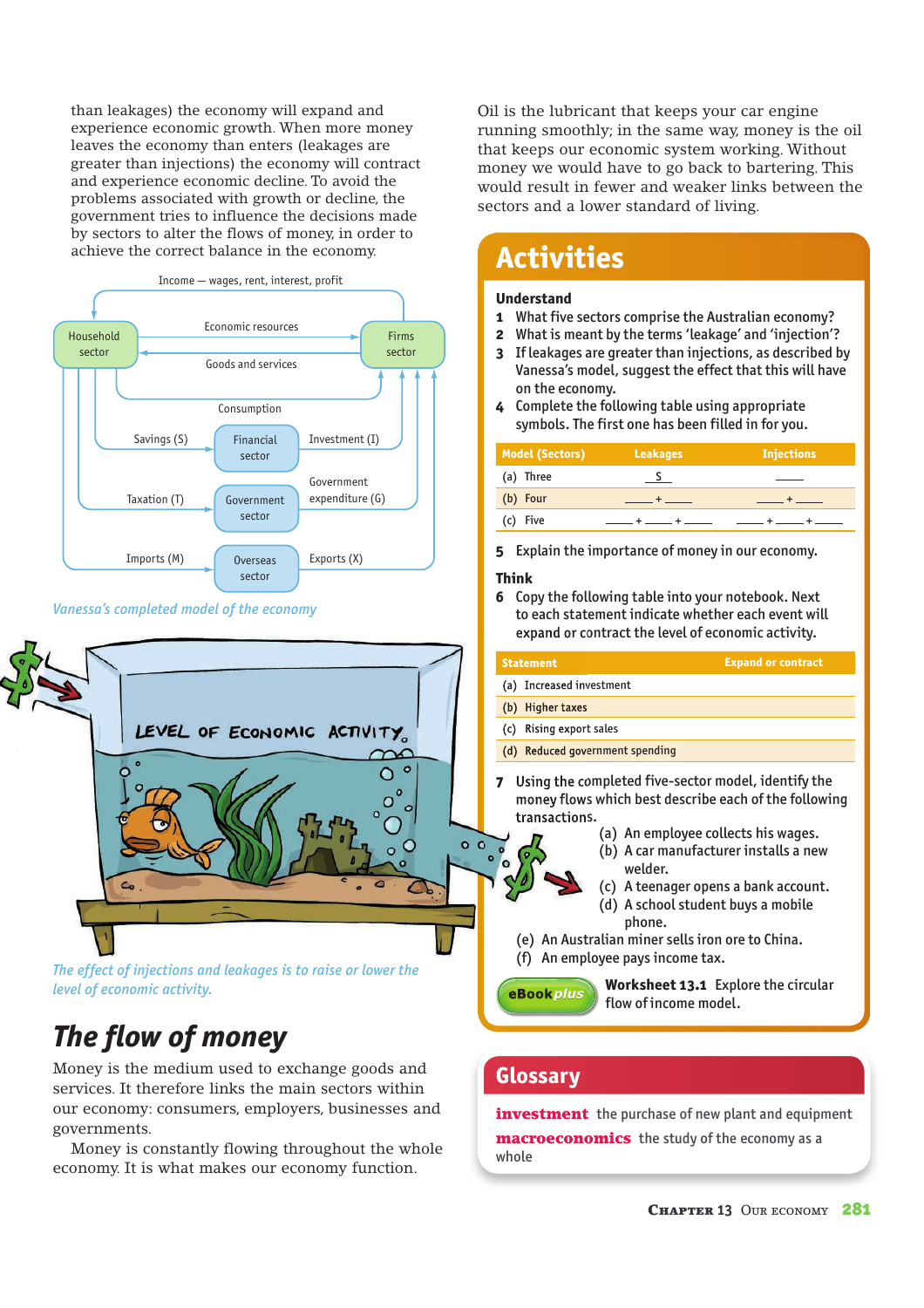than leakages) the economy will expand and experience economic growth. When more money leaves the economy than enters (leakages are greater than injections) the economy will contract and experience economic decline. To avoid the problems associated with growth or decline, the government tries to influence the decisions made by sectors to alter the flows of money, in order to achieve the correct balance in the economy.

Income — wages, rent, interest, profit

Household sector

Economic resources

Goods and services

Firms sector

Consumption

Savings (S)

Financial sector

Investment (I)

Taxation (T)

Government sector

Government expenditure (G)

Imports (M)

Overseas sector

Exports (X)

*Vanessa's completed model of the economy*

LEVEL OF ECONOMIC ACTIVITY

*The effect of injections and leakages is to raise or lower the level of economic activity.*

## *The flow of money*

Money is the medium used to exchange goods and services. It therefore links the main sectors within our economy: consumers, employers, businesses and governments.

Money is constantly flowing throughout the whole economy. It is what makes our economy function.

Oil is the lubricant that keeps your car engine running smoothly; in the same way, money is the oil that keeps our economic system working. Without money we would have to go back to bartering. This would result in fewer and weaker links between the sectors and a lower standard of living.

## Activities

### Understand

1. What five sectors comprise the Australian economy?
2. What is meant by the terms 'leakage' and 'injection'?
3. If leakages are greater than injections, as described by Vanessa's model, suggest the effect that this will have on the economy.
4. Complete the following table using appropriate symbols. The first one has been filled in for you.

| Model (Sectors) | Leakages | Injections |
|---|---|---|
| (a) Three | S | ____ |
| (b) Four | ____ + ____ | ____ + ____ |
| (c) Five | ____ + ____ + ____ | ____ + ____ + ____ |

5. Explain the importance of money in our economy.

### Think

6. Copy the following table into your notebook. Next to each statement indicate whether each event will expand or contract the level of economic activity.

| Statement | Expand or contract |
|---|---|
| (a) Increased investment | |
| (b) Higher taxes | |
| (c) Rising export sales | |
| (d) Reduced government spending | |

7. Using the completed five-sector model, identify the money flows which best describe each of the following transactions.
   - (a) An employee collects his wages.
   - (b) A car manufacturer installs a new welder.
   - (c) A teenager opens a bank account.
   - (d) A school student buys a mobile phone.
   - (e) An Australian miner sells iron ore to China.
   - (f) An employee pays income tax.

eBookplus **Worksheet 13.1** Explore the circular flow of income model.

## Glossary

**investment** the purchase of new plant and equipment

**macroeconomics** the study of the economy as a whole